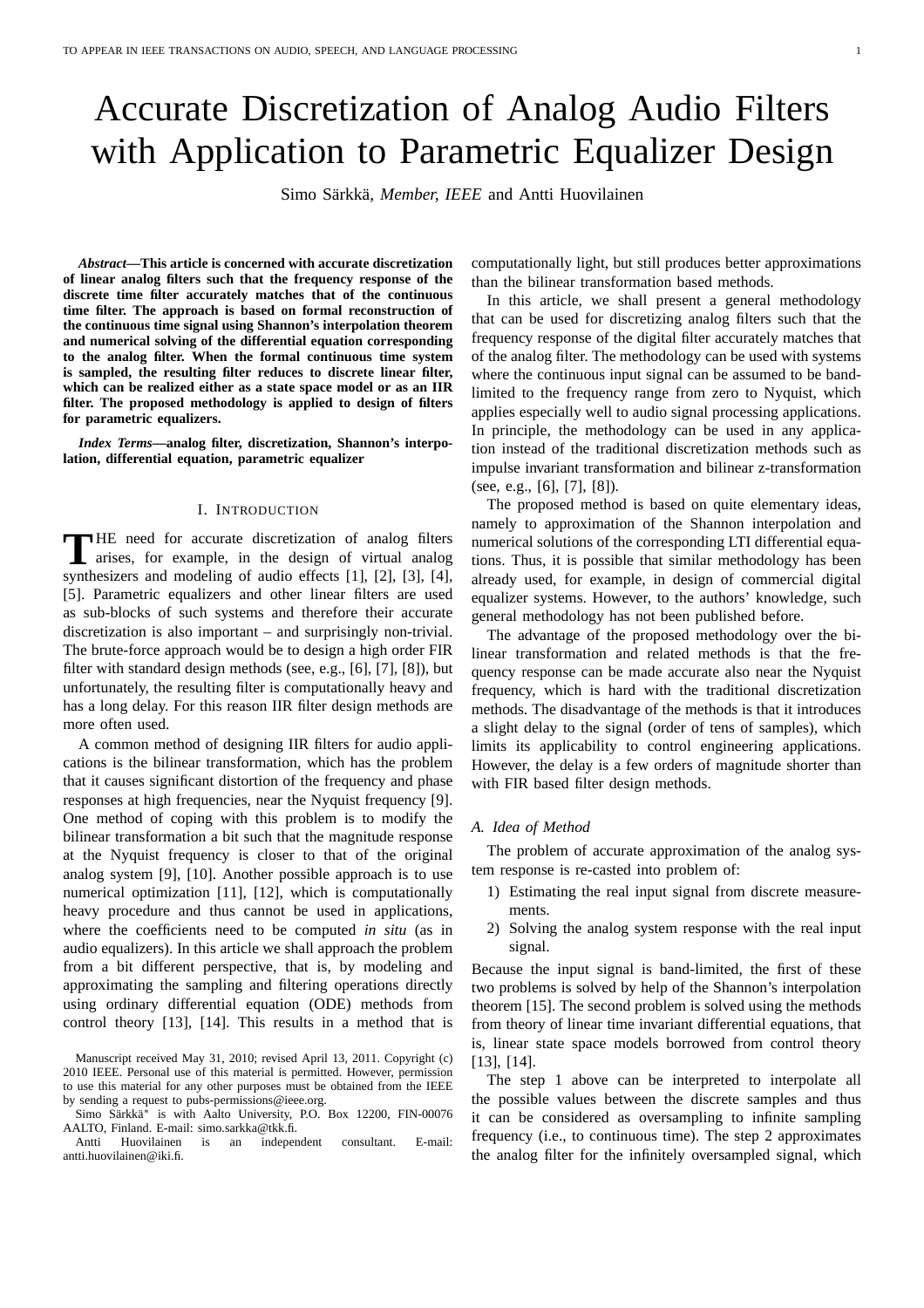# Accurate Discretization of Analog Audio Filters with Application to Parametric Equalizer Design

Simo Särkkä, *Member, IEEE* and Antti Huovilainen

***Abstract*—This article is concerned with accurate discretization of linear analog filters such that the frequency response of the discrete time filter accurately matches that of the continuous time filter. The approach is based on formal reconstruction of the continuous time signal using Shannon's interpolation theorem and numerical solving of the differential equation corresponding to the analog filter. When the formal continuous time system is sampled, the resulting filter reduces to discrete linear filter, which can be realized either as a state space model or as an IIR filter. The proposed methodology is applied to design of filters for parametric equalizers.**

***Index Terms*—analog filter, discretization, Shannon's interpolation, differential equation, parametric equalizer**

## I. Introduction

The need for accurate discretization of analog filters arises, for example, in the design of virtual analog synthesizers and modeling of audio effects [1], [2], [3], [4], [5]. Parametric equalizers and other linear filters are used as sub-blocks of such systems and therefore their accurate discretization is also important – and surprisingly non-trivial. The brute-force approach would be to design a high order FIR filter with standard design methods (see, e.g., [6], [7], [8]), but unfortunately, the resulting filter is computationally heavy and has a long delay. For this reason IIR filter design methods are more often used.

A common method of designing IIR filters for audio applications is the bilinear transformation, which has the problem that it causes significant distortion of the frequency and phase responses at high frequencies, near the Nyquist frequency [9]. One method of coping with this problem is to modify the bilinear transformation a bit such that the magnitude response at the Nyquist frequency is closer to that of the original analog system [9], [10]. Another possible approach is to use numerical optimization [11], [12], which is computationally heavy procedure and thus cannot be used in applications, where the coefficients need to be computed *in situ* (as in audio equalizers). In this article we shall approach the problem from a bit different perspective, that is, by modeling and approximating the sampling and filtering operations directly using ordinary differential equation (ODE) methods from control theory [13], [14]. This results in a method that is computationally light, but still produces better approximations than the bilinear transformation based methods.

In this article, we shall present a general methodology that can be used for discretizing analog filters such that the frequency response of the digital filter accurately matches that of the analog filter. The methodology can be used with systems where the continuous input signal can be assumed to be band-limited to the frequency range from zero to Nyquist, which applies especially well to audio signal processing applications. In principle, the methodology can be used in any application instead of the traditional discretization methods such as impulse invariant transformation and bilinear z-transformation (see, e.g., [6], [7], [8]).

The proposed method is based on quite elementary ideas, namely to approximation of the Shannon interpolation and numerical solutions of the corresponding LTI differential equations. Thus, it is possible that similar methodology has been already used, for example, in design of commercial digital equalizer systems. However, to the authors' knowledge, such general methodology has not been published before.

The advantage of the proposed methodology over the bilinear transformation and related methods is that the frequency response can be made accurate also near the Nyquist frequency, which is hard with the traditional discretization methods. The disadvantage of the methods is that it introduces a slight delay to the signal (order of tens of samples), which limits its applicability to control engineering applications. However, the delay is a few orders of magnitude shorter than with FIR based filter design methods.

### A. Idea of Method

The problem of accurate approximation of the analog system response is re-casted into problem of:

1) Estimating the real input signal from discrete measurements.
2) Solving the analog system response with the real input signal.

Because the input signal is band-limited, the first of these two problems is solved by help of the Shannon's interpolation theorem [15]. The second problem is solved using the methods from theory of linear time invariant differential equations, that is, linear state space models borrowed from control theory [13], [14].

The step 1 above can be interpreted to interpolate all the possible values between the discrete samples and thus it can be considered as oversampling to infinite sampling frequency (i.e., to continuous time). The step 2 approximates the analog filter for the infinitely oversampled signal, which

Manuscript received May 31, 2010; revised April 13, 2011. Copyright (c) 2010 IEEE. Personal use of this material is permitted. However, permission to use this material for any other purposes must be obtained from the IEEE by sending a request to pubs-permissions@ieee.org.

Simo Särkkä* is with Aalto University, P.O. Box 12200, FIN-00076 AALTO, Finland. E-mail: simo.sarkka@tkk.fi.

Antti Huovilainen is an independent consultant. E-mail: antti.huovilainen@iki.fi.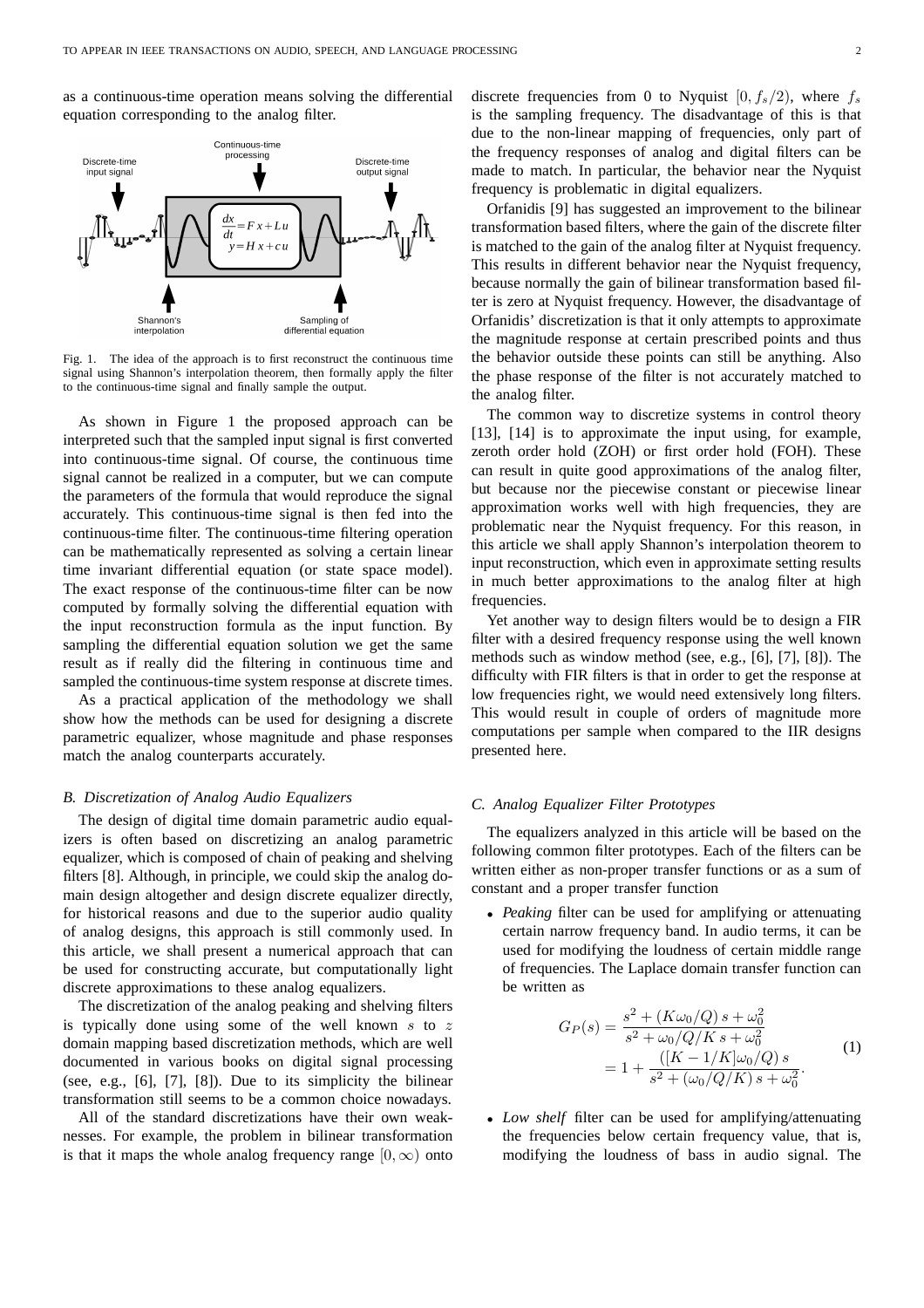as a continuous-time operation means solving the differential equation corresponding to the analog filter.

Fig. 1. The idea of the approach is to first reconstruct the continuous time signal using Shannon's interpolation theorem, then formally apply the filter to the continuous-time signal and finally sample the output.

As shown in Figure 1 the proposed approach can be interpreted such that the sampled input signal is first converted into continuous-time signal. Of course, the continuous time signal cannot be realized in a computer, but we can compute the parameters of the formula that would reproduce the signal accurately. This continuous-time signal is then fed into the continuous-time filter. The continuous-time filtering operation can be mathematically represented as solving a certain linear time invariant differential equation (or state space model). The exact response of the continuous-time filter can be now computed by formally solving the differential equation with the input reconstruction formula as the input function. By sampling the differential equation solution we get the same result as if really did the filtering in continuous time and sampled the continuous-time system response at discrete times.

As a practical application of the methodology we shall show how the methods can be used for designing a discrete parametric equalizer, whose magnitude and phase responses match the analog counterparts accurately.

### B. Discretization of Analog Audio Equalizers

The design of digital time domain parametric audio equalizers is often based on discretizing an analog parametric equalizer, which is composed of chain of peaking and shelving filters [8]. Although, in principle, we could skip the analog domain design altogether and design discrete equalizer directly, for historical reasons and due to the superior audio quality of analog designs, this approach is still commonly used. In this article, we shall present a numerical approach that can be used for constructing accurate, but computationally light discrete approximations to these analog equalizers.

The discretization of the analog peaking and shelving filters is typically done using some of the well known $s$ to $z$ domain mapping based discretization methods, which are well documented in various books on digital signal processing (see, e.g., [6], [7], [8]). Due to its simplicity the bilinear transformation still seems to be a common choice nowadays.

All of the standard discretizations have their own weaknesses. For example, the problem in bilinear transformation is that it maps the whole analog frequency range $[0,\infty)$ onto discrete frequencies from 0 to Nyquist $[0, f_s/2)$, where $f_s$ is the sampling frequency. The disadvantage of this is that due to the non-linear mapping of frequencies, only part of the frequency responses of analog and digital filters can be made to match. In particular, the behavior near the Nyquist frequency is problematic in digital equalizers.

Orfanidis [9] has suggested an improvement to the bilinear transformation based filters, where the gain of the discrete filter is matched to the gain of the analog filter at Nyquist frequency. This results in different behavior near the Nyquist frequency, because normally the gain of bilinear transformation based filter is zero at Nyquist frequency. However, the disadvantage of Orfanidis' discretization is that it only attempts to approximate the magnitude response at certain prescribed points and thus the behavior outside these points can still be anything. Also the phase response of the filter is not accurately matched to the analog filter.

The common way to discretize systems in control theory [13], [14] is to approximate the input using, for example, zeroth order hold (ZOH) or first order hold (FOH). These can result in quite good approximations of the analog filter, but because nor the piecewise constant or piecewise linear approximation works well with high frequencies, they are problematic near the Nyquist frequency. For this reason, in this article we shall apply Shannon's interpolation theorem to input reconstruction, which even in approximate setting results in much better approximations to the analog filter at high frequencies.

Yet another way to design filters would be to design a FIR filter with a desired frequency response using the well known methods such as window method (see, e.g., [6], [7], [8]). The difficulty with FIR filters is that in order to get the response at low frequencies right, we would need extensively long filters. This would result in couple of orders of magnitude more computations per sample when compared to the IIR designs presented here.

### C. Analog Equalizer Filter Prototypes

The equalizers analyzed in this article will be based on the following common filter prototypes. Each of the filters can be written either as non-proper transfer functions or as a sum of constant and a proper transfer function

- *Peaking* filter can be used for amplifying or attenuating certain narrow frequency band. In audio terms, it can be used for modifying the loudness of certain middle range of frequencies. The Laplace domain transfer function can be written as

$$
\begin{aligned}
G_P(s) &= \frac{s^2 + (K\omega_0/Q)\,s + \omega_0^2}{s^2 + \omega_0/Q/K\,s + \omega_0^2} \\
&= 1 + \frac{([K - 1/K]\omega_0/Q)\,s}{s^2 + (\omega_0/Q/K)\,s + \omega_0^2}.
\end{aligned}
\tag{1}
$$

- *Low shelf* filter can be used for amplifying/attenuating the frequencies below certain frequency value, that is, modifying the loudness of bass in audio signal. The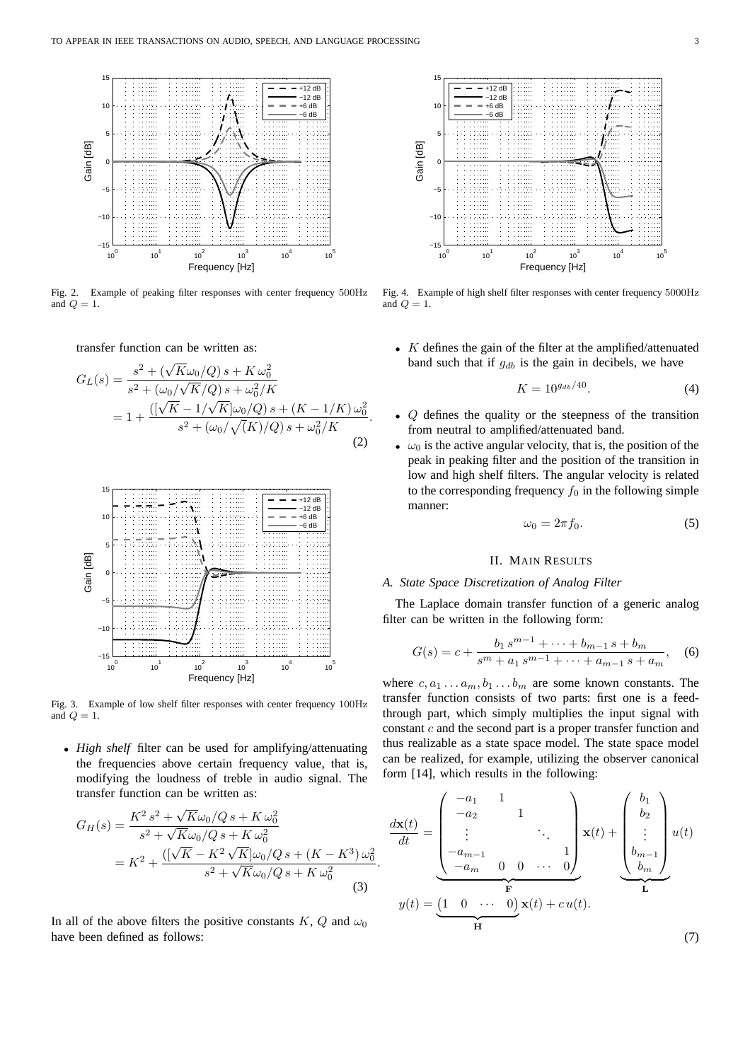Fig. 2. Example of peaking filter responses with center frequency $500\text{Hz}$ and $Q = 1$.

transfer function can be written as:

$$
\begin{aligned}
G_L(s) &= \frac{s^2 + (\sqrt{K}\omega_0/Q)\,s + K\,\omega_0^2}{s^2 + (\omega_0/\sqrt{K}/Q)\,s + \omega_0^2/K} \\
&= 1 + \frac{([\sqrt{K} - 1/\sqrt{K}]\omega_0/Q)\,s + (K - 1/K)\,\omega_0^2}{s^2 + (\omega_0/\sqrt{(K)}/Q)\,s + \omega_0^2/K}.
\end{aligned}
\tag{2}
$$

Fig. 3. Example of low shelf filter responses with center frequency $100\text{Hz}$ and $Q = 1$.

- *High shelf* filter can be used for amplifying/attenuating the frequencies above certain frequency value, that is, modifying the loudness of treble in audio signal. The transfer function can be written as:

$$
\begin{aligned}
G_H(s) &= \frac{K^2\,s^2 + \sqrt{K}\omega_0/Q\,s + K\,\omega_0^2}{s^2 + \sqrt{K}\omega_0/Q\,s + K\,\omega_0^2} \\
&= K^2 + \frac{([\sqrt{K} - K^2\,\sqrt{K}]\omega_0/Q\,s + (K - K^3)\,\omega_0^2}{s^2 + \sqrt{K}\omega_0/Q\,s + K\,\omega_0^2}.
\end{aligned}
\tag{3}
$$

In all of the above filters the positive constants $K$, $Q$ and $\omega_0$ have been defined as follows:

Fig. 4. Example of high shelf filter responses with center frequency $5000\text{Hz}$ and $Q = 1$.

- $K$ defines the gain of the filter at the amplified/attenuated band such that if $g_{db}$ is the gain in decibels, we have

$$
K = 10^{g_{db}/40}. \tag{4}
$$

- $Q$ defines the quality or the steepness of the transition from neutral to amplified/attenuated band.
- $\omega_0$ is the active angular velocity, that is, the position of the peak in peaking filter and the position of the transition in low and high shelf filters. The angular velocity is related to the corresponding frequency $f_0$ in the following simple manner:

$$
\omega_0 = 2\pi f_0. \tag{5}
$$

## II. Main Results

### A. State Space Discretization of Analog Filter

The Laplace domain transfer function of a generic analog filter can be written in the following form:

$$
G(s) = c + \frac{b_1\,s^{m-1} + \cdots + b_{m-1}\,s + b_m}{s^m + a_1\,s^{m-1} + \cdots + a_{m-1}\,s + a_m}, \tag{6}
$$

where $c, a_1 \ldots a_m, b_1 \ldots b_m$ are some known constants. The transfer function consists of two parts: first one is a feed-through part, which simply multiplies the input signal with constant $c$ and the second part is a proper transfer function and thus realizable as a state space model. The state space model can be realized, for example, utilizing the observer canonical form [14], which results in the following:

$$
\begin{aligned}
\frac{d\mathbf{x}(t)}{dt} &= \underbrace{\begin{pmatrix} -a_1 & 1 & & & \\ -a_2 & & 1 & & \\ \vdots & & & \ddots & \\ -a_{m-1} & & & & 1 \\ -a_m & 0 & 0 & \cdots & 0 \end{pmatrix}}_{\mathbf{F}} \mathbf{x}(t) + \underbrace{\begin{pmatrix} b_1 \\ b_2 \\ \vdots \\ b_{m-1} \\ b_m \end{pmatrix}}_{\mathbf{L}} u(t) \\
y(t) &= \underbrace{\begin{pmatrix} 1 & 0 & \cdots & 0 \end{pmatrix}}_{\mathbf{H}} \mathbf{x}(t) + c\,u(t).
\end{aligned}
\tag{7}
$$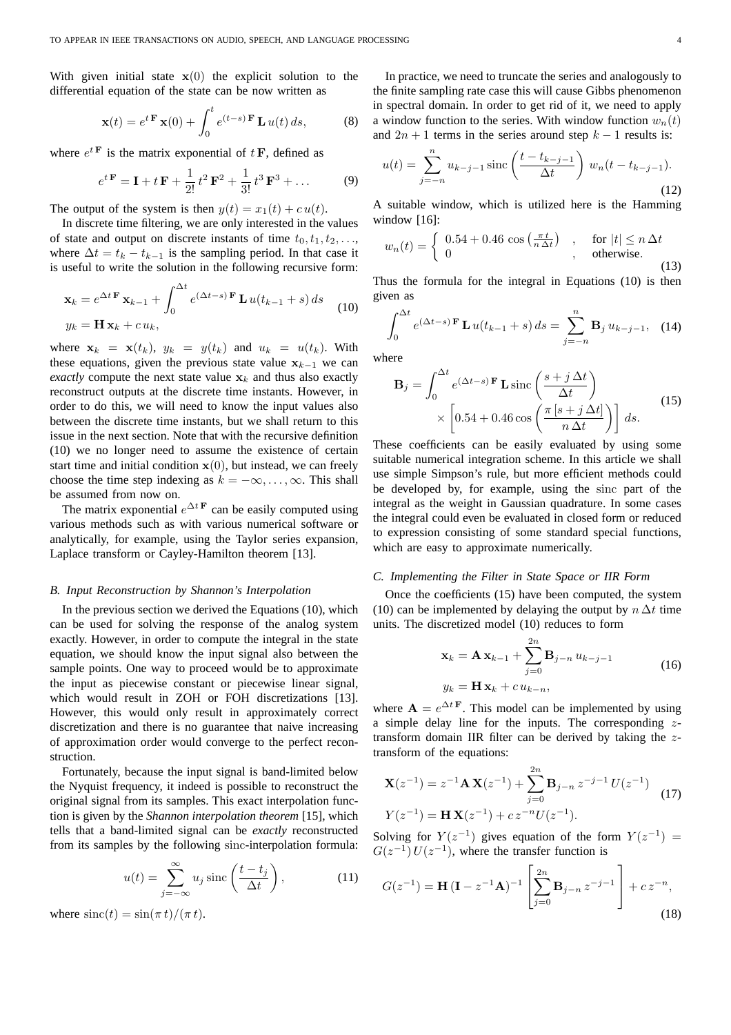With given initial state $\mathbf{x}(0)$ the explicit solution to the differential equation of the state can be now written as

$$\mathbf{x}(t) = e^{t\,\mathbf{F}}\,\mathbf{x}(0) + \int_0^t e^{(t-s)\,\mathbf{F}}\,\mathbf{L}\,u(t)\,ds, \tag{8}$$

where $e^{t\,\mathbf{F}}$ is the matrix exponential of $t\,\mathbf{F}$, defined as

$$e^{t\,\mathbf{F}} = \mathbf{I} + t\,\mathbf{F} + \frac{1}{2!}\,t^2\,\mathbf{F}^2 + \frac{1}{3!}\,t^3\,\mathbf{F}^3 + \ldots \tag{9}$$

The output of the system is then $y(t) = x_1(t) + c\,u(t)$.

In discrete time filtering, we are only interested in the values of state and output on discrete instants of time $t_0, t_1, t_2, \ldots$, where $\Delta t = t_k - t_{k-1}$ is the sampling period. In that case it is useful to write the solution in the following recursive form:

$$\begin{aligned}
\mathbf{x}_k &= e^{\Delta t\,\mathbf{F}}\,\mathbf{x}_{k-1} + \int_0^{\Delta t} e^{(\Delta t - s)\,\mathbf{F}}\,\mathbf{L}\,u(t_{k-1} + s)\,ds \\
y_k &= \mathbf{H}\,\mathbf{x}_k + c\,u_k,
\end{aligned} \tag{10}$$

where $\mathbf{x}_k = \mathbf{x}(t_k)$, $y_k = y(t_k)$ and $u_k = u(t_k)$. With these equations, given the previous state value $\mathbf{x}_{k-1}$ we can *exactly* compute the next state value $\mathbf{x}_k$ and thus also exactly reconstruct outputs at the discrete time instants. However, in order to do this, we will need to know the input values also between the discrete time instants, but we shall return to this issue in the next section. Note that with the recursive definition (10) we no longer need to assume the existence of certain start time and initial condition $\mathbf{x}(0)$, but instead, we can freely choose the time step indexing as $k = -\infty, \ldots, \infty$. This shall be assumed from now on.

The matrix exponential $e^{\Delta t\,\mathbf{F}}$ can be easily computed using various methods such as with various numerical software or analytically, for example, using the Taylor series expansion, Laplace transform or Cayley-Hamilton theorem [13].

### B. Input Reconstruction by Shannon's Interpolation

In the previous section we derived the Equations (10), which can be used for solving the response of the analog system exactly. However, in order to compute the integral in the state equation, we should know the input signal also between the sample points. One way to proceed would be to approximate the input as piecewise constant or piecewise linear signal, which would result in ZOH or FOH discretizations [13]. However, this would only result in approximately correct discretization and there is no guarantee that naive increasing of approximation order would converge to the perfect reconstruction.

Fortunately, because the input signal is band-limited below the Nyquist frequency, it indeed is possible to reconstruct the original signal from its samples. This exact interpolation function is given by the *Shannon interpolation theorem* [15], which tells that a band-limited signal can be *exactly* reconstructed from its samples by the following sinc-interpolation formula:

$$u(t) = \sum_{j=-\infty}^{\infty} u_j\,\mathrm{sinc}\left(\frac{t - t_j}{\Delta t}\right), \tag{11}$$

where $\mathrm{sinc}(t) = \sin(\pi\,t)/(\pi\,t)$.

In practice, we need to truncate the series and analogously to the finite sampling rate case this will cause Gibbs phenomenon in spectral domain. In order to get rid of it, we need to apply a window function to the series. With window function $w_n(t)$ and $2n+1$ terms in the series around step $k-1$ results is:

$$u(t) = \sum_{j=-n}^{n} u_{k-j-1}\,\mathrm{sinc}\left(\frac{t - t_{k-j-1}}{\Delta t}\right)\,w_n(t - t_{k-j-1}). \tag{12}$$

A suitable window, which is utilized here is the Hamming window [16]:

$$w_n(t) = \begin{cases} 0.54 + 0.46\,\cos\left(\frac{\pi\,t}{n\,\Delta t}\right) & , \quad \text{for } |t| \le n\,\Delta t \\ 0 & , \quad \text{otherwise.} \end{cases} \tag{13}$$

Thus the formula for the integral in Equations (10) is then given as

$$\int_0^{\Delta t} e^{(\Delta t - s)\,\mathbf{F}}\,\mathbf{L}\,u(t_{k-1} + s)\,ds = \sum_{j=-n}^{n} \mathbf{B}_j\,u_{k-j-1}, \tag{14}$$

where

$$\begin{aligned}
\mathbf{B}_j = \int_0^{\Delta t} & e^{(\Delta t - s)\,\mathbf{F}}\,\mathbf{L}\,\mathrm{sinc}\left(\frac{s + j\,\Delta t}{\Delta t}\right) \\
& \times \left[0.54 + 0.46\cos\left(\frac{\pi\,[s + j\,\Delta t]}{n\,\Delta t}\right)\right]\,ds.
\end{aligned} \tag{15}$$

These coefficients can be easily evaluated by using some suitable numerical integration scheme. In this article we shall use simple Simpson's rule, but more efficient methods could be developed by, for example, using the sinc part of the integral as the weight in Gaussian quadrature. In some cases the integral could even be evaluated in closed form or reduced to expression consisting of some standard special functions, which are easy to approximate numerically.

### C. Implementing the Filter in State Space or IIR Form

Once the coefficients (15) have been computed, the system (10) can be implemented by delaying the output by $n\,\Delta t$ time units. The discretized model (10) reduces to form

$$\begin{aligned}
\mathbf{x}_k &= \mathbf{A}\,\mathbf{x}_{k-1} + \sum_{j=0}^{2n} \mathbf{B}_{j-n}\,u_{k-j-1} \\
y_k &= \mathbf{H}\,\mathbf{x}_k + c\,u_{k-n},
\end{aligned} \tag{16}$$

where $\mathbf{A} = e^{\Delta t\,\mathbf{F}}$. This model can be implemented by using a simple delay line for the inputs. The corresponding $z$-transform domain IIR filter can be derived by taking the $z$-transform of the equations:

$$\begin{aligned}
\mathbf{X}(z^{-1}) &= z^{-1}\mathbf{A}\,\mathbf{X}(z^{-1}) + \sum_{j=0}^{2n} \mathbf{B}_{j-n}\,z^{-j-1}\,U(z^{-1}) \\
Y(z^{-1}) &= \mathbf{H}\,\mathbf{X}(z^{-1}) + c\,z^{-n}U(z^{-1}).
\end{aligned} \tag{17}$$

Solving for $Y(z^{-1})$ gives equation of the form $Y(z^{-1}) = G(z^{-1})\,U(z^{-1})$, where the transfer function is

$$G(z^{-1}) = \mathbf{H}\,(\mathbf{I} - z^{-1}\mathbf{A})^{-1}\left[\sum_{j=0}^{2n} \mathbf{B}_{j-n}\,z^{-j-1}\right] + c\,z^{-n}, \tag{18}$$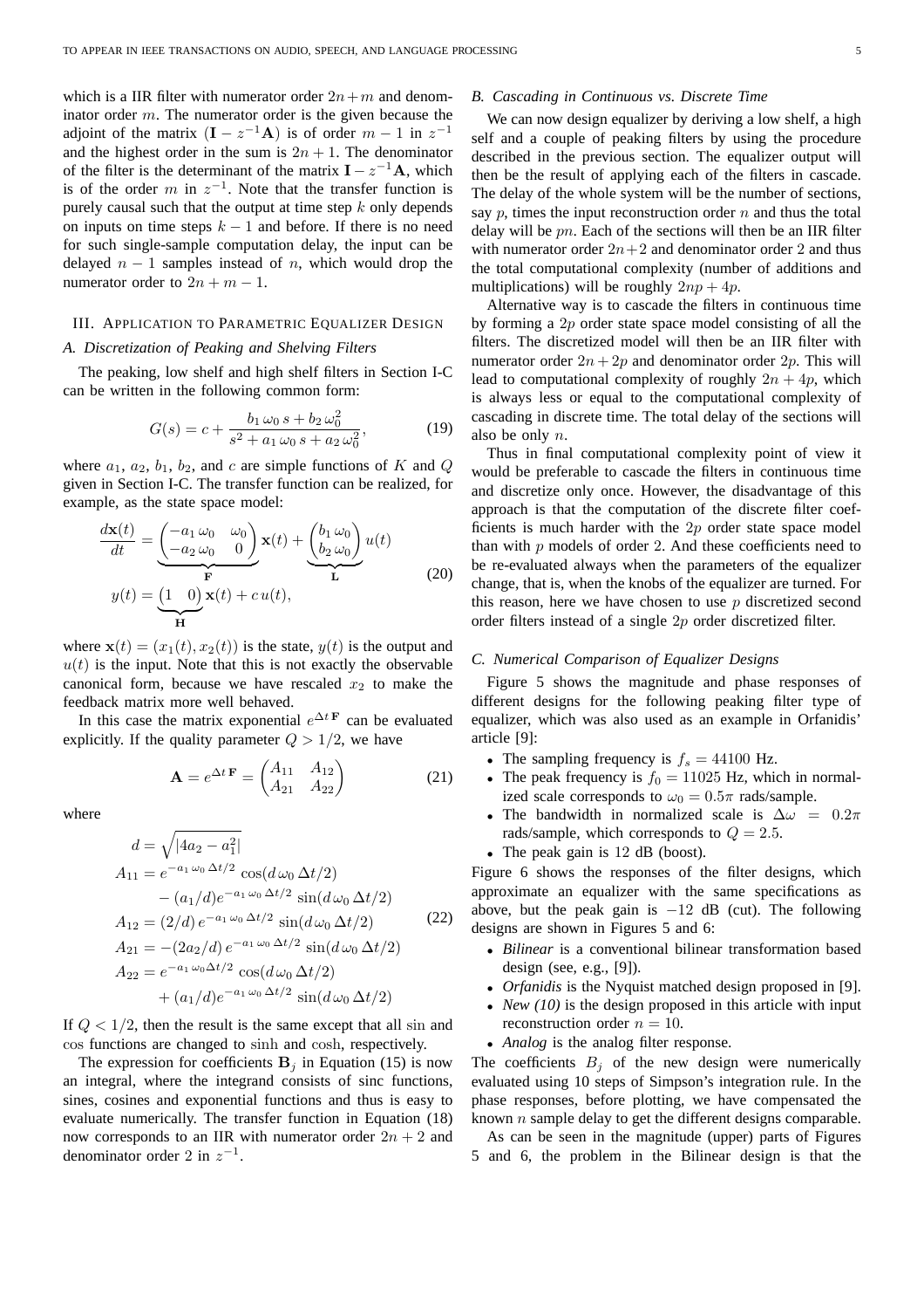which is a IIR filter with numerator order $2n+m$ and denominator order $m$. The numerator order is the given because the adjoint of the matrix $(\mathbf{I} - z^{-1}\mathbf{A})$ is of order $m-1$ in $z^{-1}$ and the highest order in the sum is $2n+1$. The denominator of the filter is the determinant of the matrix $\mathbf{I} - z^{-1}\mathbf{A}$, which is of the order $m$ in $z^{-1}$. Note that the transfer function is purely causal such that the output at time step $k$ only depends on inputs on time steps $k-1$ and before. If there is no need for such single-sample computation delay, the input can be delayed $n-1$ samples instead of $n$, which would drop the numerator order to $2n+m-1$.

## III. Application to Parametric Equalizer Design

### A. Discretization of Peaking and Shelving Filters

The peaking, low shelf and high shelf filters in Section I-C can be written in the following common form:

$$G(s) = c + \frac{b_1\,\omega_0\,s + b_2\,\omega_0^2}{s^2 + a_1\,\omega_0\,s + a_2\,\omega_0^2}, \tag{19}$$

where $a_1$, $a_2$, $b_1$, $b_2$, and $c$ are simple functions of $K$ and $Q$ given in Section I-C. The transfer function can be realized, for example, as the state space model:

$$\begin{aligned}
\frac{d\mathbf{x}(t)}{dt} &= \underbrace{\begin{pmatrix} -a_1\,\omega_0 & \omega_0 \\ -a_2\,\omega_0 & 0 \end{pmatrix}}_{\mathbf{F}} \mathbf{x}(t) + \underbrace{\begin{pmatrix} b_1\,\omega_0 \\ b_2\,\omega_0 \end{pmatrix}}_{\mathbf{L}} u(t) \\
y(t) &= \underbrace{\begin{pmatrix} 1 & 0 \end{pmatrix}}_{\mathbf{H}} \mathbf{x}(t) + c\,u(t),
\end{aligned} \tag{20}$$

where $\mathbf{x}(t) = (x_1(t), x_2(t))$ is the state, $y(t)$ is the output and $u(t)$ is the input. Note that this is not exactly the observable canonical form, because we have rescaled $x_2$ to make the feedback matrix more well behaved.

In this case the matrix exponential $e^{\Delta t\,\mathbf{F}}$ can be evaluated explicitly. If the quality parameter $Q > 1/2$, we have

$$\mathbf{A} = e^{\Delta t\,\mathbf{F}} = \begin{pmatrix} A_{11} & A_{12} \\ A_{21} & A_{22} \end{pmatrix} \tag{21}$$

where

$$\begin{aligned}
d &= \sqrt{|4a_2 - a_1^2|} \\
A_{11} &= e^{-a_1\,\omega_0\,\Delta t/2}\,\cos(d\,\omega_0\,\Delta t/2) \\
&\quad - (a_1/d)e^{-a_1\,\omega_0\,\Delta t/2}\,\sin(d\,\omega_0\,\Delta t/2) \\
A_{12} &= (2/d)\,e^{-a_1\,\omega_0\,\Delta t/2}\,\sin(d\,\omega_0\,\Delta t/2) \\
A_{21} &= -(2a_2/d)\,e^{-a_1\,\omega_0\,\Delta t/2}\,\sin(d\,\omega_0\,\Delta t/2) \\
A_{22} &= e^{-a_1\,\omega_0\Delta t/2}\,\cos(d\,\omega_0\,\Delta t/2) \\
&\quad + (a_1/d)e^{-a_1\,\omega_0\,\Delta t/2}\,\sin(d\,\omega_0\,\Delta t/2)
\end{aligned} \tag{22}$$

If $Q < 1/2$, then the result is the same except that all $\sin$ and $\cos$ functions are changed to $\sinh$ and $\cosh$, respectively.

The expression for coefficients $\mathbf{B}_j$ in Equation (15) is now an integral, where the integrand consists of sinc functions, sines, cosines and exponential functions and thus is easy to evaluate numerically. The transfer function in Equation (18) now corresponds to an IIR with numerator order $2n+2$ and denominator order 2 in $z^{-1}$.

### B. Cascading in Continuous vs. Discrete Time

We can now design equalizer by deriving a low shelf, a high self and a couple of peaking filters by using the procedure described in the previous section. The equalizer output will then be the result of applying each of the filters in cascade. The delay of the whole system will be the number of sections, say $p$, times the input reconstruction order $n$ and thus the total delay will be $pn$. Each of the sections will then be an IIR filter with numerator order $2n+2$ and denominator order 2 and thus the total computational complexity (number of additions and multiplications) will be roughly $2np + 4p$.

Alternative way is to cascade the filters in continuous time by forming a $2p$ order state space model consisting of all the filters. The discretized model will then be an IIR filter with numerator order $2n+2p$ and denominator order $2p$. This will lead to computational complexity of roughly $2n + 4p$, which is always less or equal to the computational complexity of cascading in discrete time. The total delay of the sections will also be only $n$.

Thus in final computational complexity point of view it would be preferable to cascade the filters in continuous time and discretize only once. However, the disadvantage of this approach is that the computation of the discrete filter coefficients is much harder with the $2p$ order state space model than with $p$ models of order 2. And these coefficients need to be re-evaluated always when the parameters of the equalizer change, that is, when the knobs of the equalizer are turned. For this reason, here we have chosen to use $p$ discretized second order filters instead of a single $2p$ order discretized filter.

### C. Numerical Comparison of Equalizer Designs

Figure 5 shows the magnitude and phase responses of different designs for the following peaking filter type of equalizer, which was also used as an example in Orfanidis' article [9]:

- The sampling frequency is $f_s = 44100$ Hz.
- The peak frequency is $f_0 = 11025$ Hz, which in normalized scale corresponds to $\omega_0 = 0.5\pi$ rads/sample.
- The bandwidth in normalized scale is $\Delta\omega = 0.2\pi$ rads/sample, which corresponds to $Q = 2.5$.
- The peak gain is 12 dB (boost).

Figure 6 shows the responses of the filter designs, which approximate an equalizer with the same specifications as above, but the peak gain is $-12$ dB (cut). The following designs are shown in Figures 5 and 6:

- *Bilinear* is a conventional bilinear transformation based design (see, e.g., [9]).
- *Orfanidis* is the Nyquist matched design proposed in [9].
- *New (10)* is the design proposed in this article with input reconstruction order $n = 10$.
- *Analog* is the analog filter response.

The coefficients $B_j$ of the new design were numerically evaluated using 10 steps of Simpson's integration rule. In the phase responses, before plotting, we have compensated the known $n$ sample delay to get the different designs comparable.

As can be seen in the magnitude (upper) parts of Figures 5 and 6, the problem in the Bilinear design is that the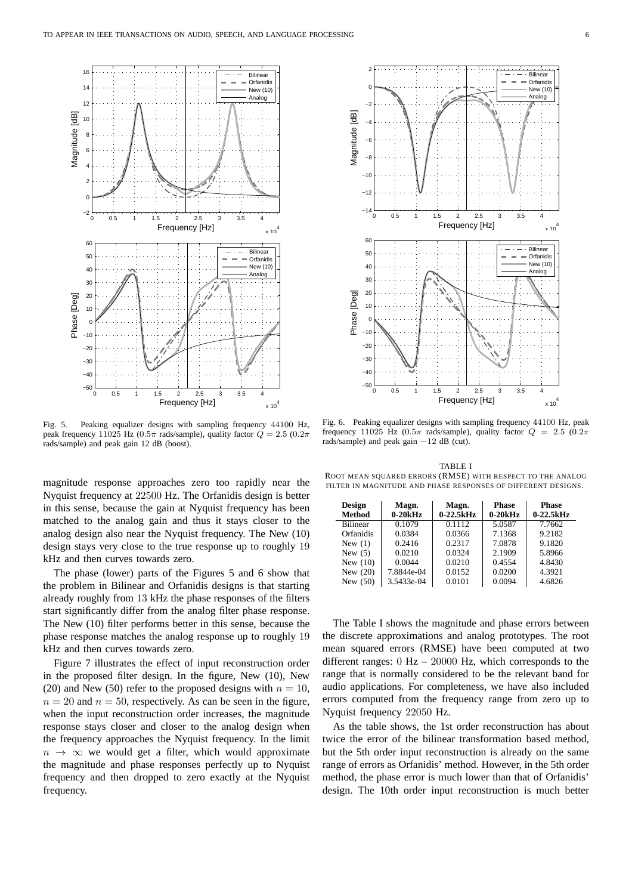Fig. 5. Peaking equalizer designs with sampling frequency 44100 Hz, peak frequency 11025 Hz ($0.5\pi$ rads/sample), quality factor $Q = 2.5$ ($0.2\pi$ rads/sample) and peak gain 12 dB (boost).

Fig. 6. Peaking equalizer designs with sampling frequency 44100 Hz, peak frequency 11025 Hz ($0.5\pi$ rads/sample), quality factor $Q = 2.5$ ($0.2\pi$ rads/sample) and peak gain $-12$ dB (cut).

magnitude response approaches zero too rapidly near the Nyquist frequency at 22500 Hz. The Orfanidis design is better in this sense, because the gain at Nyquist frequency has been matched to the analog gain and thus it stays closer to the analog design also near the Nyquist frequency. The New (10) design stays very close to the true response up to roughly 19 kHz and then curves towards zero.

The phase (lower) parts of the Figures 5 and 6 show that the problem in Bilinear and Orfanidis designs is that starting already roughly from 13 kHz the phase responses of the filters start significantly differ from the analog filter phase response. The New (10) filter performs better in this sense, because the phase response matches the analog response up to roughly 19 kHz and then curves towards zero.

Figure 7 illustrates the effect of input reconstruction order in the proposed filter design. In the figure, New (10), New (20) and New (50) refer to the proposed designs with $n = 10$, $n = 20$ and $n = 50$, respectively. As can be seen in the figure, when the input reconstruction order increases, the magnitude response stays closer and closer to the analog design when the frequency approaches the Nyquist frequency. In the limit $n \to \infty$ we would get a filter, which would approximate the magnitude and phase responses perfectly up to Nyquist frequency and then dropped to zero exactly at the Nyquist frequency.

TABLE I
ROOT MEAN SQUARED ERRORS (RMSE) WITH RESPECT TO THE ANALOG FILTER IN MAGNITUDE AND PHASE RESPONSES OF DIFFERENT DESIGNS.

| Design Method | Magn. 0-20kHz | Magn. 0-22.5kHz | Phase 0-20kHz | Phase 0-22.5kHz |
|---|---|---|---|---|
| Bilinear | 0.1079 | 0.1112 | 5.0587 | 7.7662 |
| Orfanidis | 0.0384 | 0.0366 | 7.1368 | 9.2182 |
| New (1) | 0.2416 | 0.2317 | 7.0878 | 9.1820 |
| New (5) | 0.0210 | 0.0324 | 2.1909 | 5.8966 |
| New (10) | 0.0044 | 0.0210 | 0.4554 | 4.8430 |
| New (20) | 7.8844e-04 | 0.0152 | 0.0200 | 4.3921 |
| New (50) | 3.5433e-04 | 0.0101 | 0.0094 | 4.6826 |

The Table I shows the magnitude and phase errors between the discrete approximations and analog prototypes. The root mean squared errors (RMSE) have been computed at two different ranges: 0 Hz – 20000 Hz, which corresponds to the range that is normally considered to be the relevant band for audio applications. For completeness, we have also included errors computed from the frequency range from zero up to Nyquist frequency 22050 Hz.

As the table shows, the 1st order reconstruction has about twice the error of the bilinear transformation based method, but the 5th order input reconstruction is already on the same range of errors as Orfanidis' method. However, in the 5th order method, the phase error is much lower than that of Orfanidis' design. The 10th order input reconstruction is much better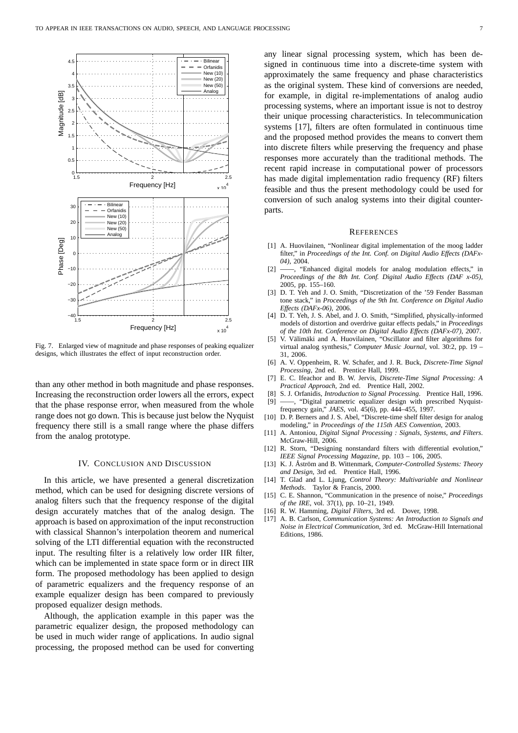Magnitude [dB]

4.5
4
3.5
3
2.5
2
1.5
1
0.5
0

1.5
2
2.5

Frequency [Hz]
x 10^4

Bilinear
Orfanidis
New (10)
New (20)
New (50)
Analog

Phase [Deg]

30
20
10
0
−10
−20
−30
−40

1.5
2
2.5

Frequency [Hz]
x 10^4

Bilinear
Orfanidis
New (10)
New (20)
New (50)
Analog

Fig. 7. Enlarged view of magnitude and phase responses of peaking equalizer designs, which illustrates the effect of input reconstruction order.

than any other method in both magnitude and phase responses. Increasing the reconstruction order lowers all the errors, expect that the phase response error, when measured from the whole range does not go down. This is because just below the Nyquist frequency there still is a small range where the phase differs from the analog prototype.

## IV. Conclusion and Discussion

In this article, we have presented a general discretization method, which can be used for designing discrete versions of analog filters such that the frequency response of the digital design accurately matches that of the analog design. The approach is based on approximation of the input reconstruction with classical Shannon's interpolation theorem and numerical solving of the LTI differential equation with the reconstructed input. The resulting filter is a relatively low order IIR filter, which can be implemented in state space form or in direct IIR form. The proposed methodology has been applied to design of parametric equalizers and the frequency response of an example equalizer design has been compared to previously proposed equalizer design methods.

Although, the application example in this paper was the parametric equalizer design, the proposed methodology can be used in much wider range of applications. In audio signal processing, the proposed method can be used for converting any linear signal processing system, which has been designed in continuous time into a discrete-time system with approximately the same frequency and phase characteristics as the original system. These kind of conversions are needed, for example, in digital re-implementations of analog audio processing systems, where an important issue is not to destroy their unique processing characteristics. In telecommunication systems [17], filters are often formulated in continuous time and the proposed method provides the means to convert them into discrete filters while preserving the frequency and phase responses more accurately than the traditional methods. The recent rapid increase in computational power of processors has made digital implementation radio frequency (RF) filters feasible and thus the present methodology could be used for conversion of such analog systems into their digital counterparts.

## References

[1] A. Huovilainen, "Nonlinear digital implementation of the moog ladder filter," in *Proceedings of the Int. Conf. on Digital Audio Effects (DAFx-04)*, 2004.

[2] ——, "Enhanced digital models for analog modulation effects," in *Proceedings of the 8th Int. Conf. Digital Audio Effects (DAF x-05)*, 2005, pp. 155–160.

[3] D. T. Yeh and J. O. Smith, "Discretization of the '59 Fender Bassman tone stack," in *Proceedings of the 9th Int. Conference on Digital Audio Effects (DAFx-06)*, 2006.

[4] D. T. Yeh, J. S. Abel, and J. O. Smith, "Simplified, physically-informed models of distortion and overdrive guitar effects pedals," in *Proceedings of the 10th Int. Conference on Digital Audio Effects (DAFx-07)*, 2007.

[5] V. Välimäki and A. Huovilainen, "Oscillator and filter algorithms for virtual analog synthesis," *Computer Music Journal*, vol. 30:2, pp. 19 – 31, 2006.

[6] A. V. Oppenheim, R. W. Schafer, and J. R. Buck, *Discrete-Time Signal Processing*, 2nd ed. Prentice Hall, 1999.

[7] E. C. Ifeachor and B. W. Jervis, *Discrete-Time Signal Processing: A Practical Approach*, 2nd ed. Prentice Hall, 2002.

[8] S. J. Orfanidis, *Introduction to Signal Processing*. Prentice Hall, 1996.

[9] ——, "Digital parametric equalizer design with prescribed Nyquist-frequency gain," *JAES*, vol. 45(6), pp. 444–455, 1997.

[10] D. P. Berners and J. S. Abel, "Discrete-time shelf filter design for analog modeling," in *Proceedings of the 115th AES Convention*, 2003.

[11] A. Antoniou, *Digital Signal Processing : Signals, Systems, and Filters*. McGraw-Hill, 2006.

[12] R. Storn, "Designing nonstandard filters with differential evolution," *IEEE Signal Processing Magazine*, pp. 103 – 106, 2005.

[13] K. J. Åström and B. Wittenmark, *Computer-Controlled Systems: Theory and Design*, 3rd ed. Prentice Hall, 1996.

[14] T. Glad and L. Ljung, *Control Theory: Multivariable and Nonlinear Methods*. Taylor & Francis, 2000.

[15] C. E. Shannon, "Communication in the presence of noise," *Proceedings of the IRE*, vol. 37(1), pp. 10–21, 1949.

[16] R. W. Hamming, *Digital Filters*, 3rd ed. Dover, 1998.

[17] A. B. Carlson, *Communication Systems: An Introduction to Signals and Noise in Electrical Communication*, 3rd ed. McGraw-Hill International Editions, 1986.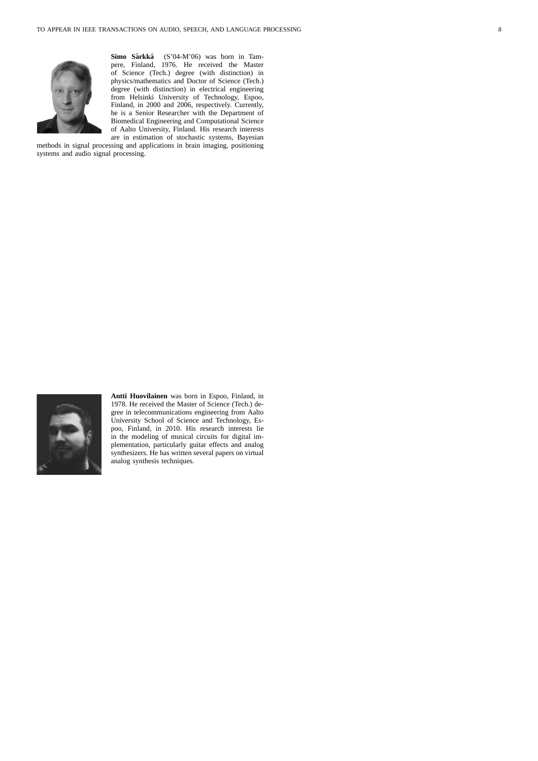**Simo Särkkä** (S'04-M'06) was born in Tampere, Finland, 1976. He received the Master of Science (Tech.) degree (with distinction) in physics/mathematics and Doctor of Science (Tech.) degree (with distinction) in electrical engineering from Helsinki University of Technology, Espoo, Finland, in 2000 and 2006, respectively. Currently, he is a Senior Researcher with the Department of Biomedical Engineering and Computational Science of Aalto University, Finland. His research interests are in estimation of stochastic systems, Bayesian methods in signal processing and applications in brain imaging, positioning systems and audio signal processing.

**Antti Huovilainen** was born in Espoo, Finland, in 1978. He received the Master of Science (Tech.) degree in telecommunications engineering from Aalto University School of Science and Technology, Espoo, Finland, in 2010. His research interests lie in the modeling of musical circuits for digital implementation, particularly guitar effects and analog synthesizers. He has written several papers on virtual analog synthesis techniques.